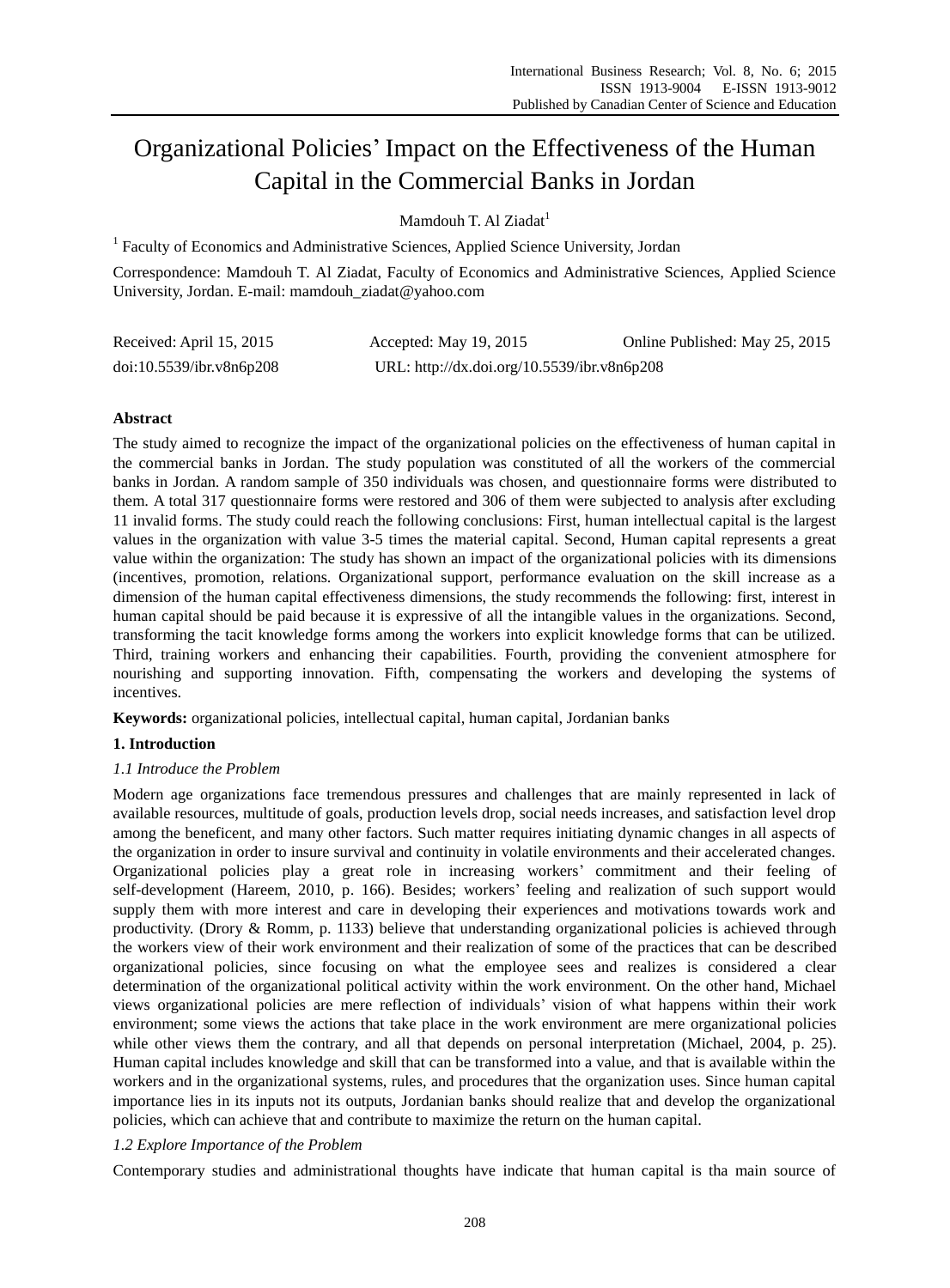# Organizational Policies' Impact on the Effectiveness of the Human Capital in the Commercial Banks in Jordan

Mamdouh T. Al Ziadat[1]

[1] Faculty of Economics and Administrative Sciences, Applied Science University, Jordan

Correspondence: Mamdouh T. Al Ziadat, Faculty of Economics and Administrative Sciences, Applied Science University, Jordan. E-mail: mamdouh_ziadat@yahoo.com

Received: April 15, 2015 Accepted: May 19, 2015 Online Published: May 25, 2015

doi:10.5539/ibr.v8n6p208 URL: http://dx.doi.org/10.5539/ibr.v8n6p208

**Abstract**

The study aimed to recognize the impact of the organizational policies on the effectiveness of human capital in the commercial banks in Jordan. The study population was constituted of all the workers of the commercial banks in Jordan. A random sample of 350 individuals was chosen, and questionnaire forms were distributed to them. A total 317 questionnaire forms were restored and 306 of them were subjected to analysis after excluding 11 invalid forms. The study could reach the following conclusions: First, human intellectual capital is the largest values in the organization with value 3-5 times the material capital. Second, Human capital represents a great value within the organization: The study has shown an impact of the organizational policies with its dimensions (incentives, promotion, relations. Organizational support, performance evaluation on the skill increase as a dimension of the human capital effectiveness dimensions, the study recommends the following: first, interest in human capital should be paid because it is expressive of all the intangible values in the organizations. Second, transforming the tacit knowledge forms among the workers into explicit knowledge forms that can be utilized. Third, training workers and enhancing their capabilities. Fourth, providing the convenient atmosphere for nourishing and supporting innovation. Fifth, compensating the workers and developing the systems of incentives.

**Keywords:** organizational policies, intellectual capital, human capital, Jordanian banks

## 1. Introduction

### *1.1 Introduce the Problem*

Modern age organizations face tremendous pressures and challenges that are mainly represented in lack of available resources, multitude of goals, production levels drop, social needs increases, and satisfaction level drop among the beneficent, and many other factors. Such matter requires initiating dynamic changes in all aspects of the organization in order to insure survival and continuity in volatile environments and their accelerated changes. Organizational policies play a great role in increasing workers' commitment and their feeling of self-development (Hareem, 2010, p. 166). Besides; workers' feeling and realization of such support would supply them with more interest and care in developing their experiences and motivations towards work and productivity. (Drory & Romm, p. 1133) believe that understanding organizational policies is achieved through the workers view of their work environment and their realization of some of the practices that can be described organizational policies, since focusing on what the employee sees and realizes is considered a clear determination of the organizational political activity within the work environment. On the other hand, Michael views organizational policies are mere reflection of individuals' vision of what happens within their work environment; some views the actions that take place in the work environment are mere organizational policies while other views them the contrary, and all that depends on personal interpretation (Michael, 2004, p. 25). Human capital includes knowledge and skill that can be transformed into a value, and that is available within the workers and in the organizational systems, rules, and procedures that the organization uses. Since human capital importance lies in its inputs not its outputs, Jordanian banks should realize that and develop the organizational policies, which can achieve that and contribute to maximize the return on the human capital.

### *1.2 Explore Importance of the Problem*

Contemporary studies and administrational thoughts have indicate that human capital is tha main source of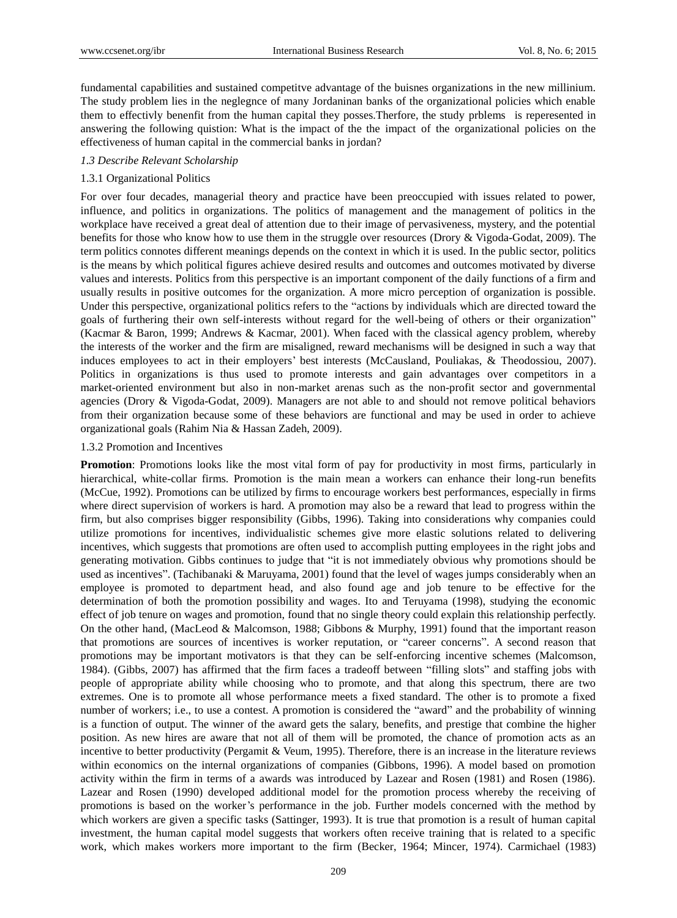fundamental capabilities and sustained competitve advantage of the buisnes organizations in the new millinium. The study problem lies in the neglegnce of many Jordaninan banks of the organizational policies which enable them to effectivly benenfit from the human capital they posses.Therfore, the study prblems is reperesented in answering the following quistion: What is the impact of the the impact of the organizational policies on the effectiveness of human capital in the commercial banks in jordan?

### *1.3 Describe Relevant Scholarship*

#### 1.3.1 Organizational Politics

For over four decades, managerial theory and practice have been preoccupied with issues related to power, influence, and politics in organizations. The politics of management and the management of politics in the workplace have received a great deal of attention due to their image of pervasiveness, mystery, and the potential benefits for those who know how to use them in the struggle over resources (Drory & Vigoda-Godat, 2009). The term politics connotes different meanings depends on the context in which it is used. In the public sector, politics is the means by which political figures achieve desired results and outcomes and outcomes motivated by diverse values and interests. Politics from this perspective is an important component of the daily functions of a firm and usually results in positive outcomes for the organization. A more micro perception of organization is possible. Under this perspective, organizational politics refers to the "actions by individuals which are directed toward the goals of furthering their own self-interests without regard for the well-being of others or their organization" (Kacmar & Baron, 1999; Andrews & Kacmar, 2001). When faced with the classical agency problem, whereby the interests of the worker and the firm are misaligned, reward mechanisms will be designed in such a way that induces employees to act in their employers' best interests (McCausland, Pouliakas, & Theodossiou, 2007). Politics in organizations is thus used to promote interests and gain advantages over competitors in a market-oriented environment but also in non-market arenas such as the non-profit sector and governmental agencies (Drory & Vigoda-Godat, 2009). Managers are not able to and should not remove political behaviors from their organization because some of these behaviors are functional and may be used in order to achieve organizational goals (Rahim Nia & Hassan Zadeh, 2009).

#### 1.3.2 Promotion and Incentives

**Promotion**: Promotions looks like the most vital form of pay for productivity in most firms, particularly in hierarchical, white-collar firms. Promotion is the main mean a workers can enhance their long-run benefits (McCue, 1992). Promotions can be utilized by firms to encourage workers best performances, especially in firms where direct supervision of workers is hard. A promotion may also be a reward that lead to progress within the firm, but also comprises bigger responsibility (Gibbs, 1996). Taking into considerations why companies could utilize promotions for incentives, individualistic schemes give more elastic solutions related to delivering incentives, which suggests that promotions are often used to accomplish putting employees in the right jobs and generating motivation. Gibbs continues to judge that "it is not immediately obvious why promotions should be used as incentives". (Tachibanaki & Maruyama, 2001) found that the level of wages jumps considerably when an employee is promoted to department head, and also found age and job tenure to be effective for the determination of both the promotion possibility and wages. Ito and Teruyama (1998), studying the economic effect of job tenure on wages and promotion, found that no single theory could explain this relationship perfectly. On the other hand, (MacLeod & Malcomson, 1988; Gibbons & Murphy, 1991) found that the important reason that promotions are sources of incentives is worker reputation, or "career concerns". A second reason that promotions may be important motivators is that they can be self-enforcing incentive schemes (Malcomson, 1984). (Gibbs, 2007) has affirmed that the firm faces a tradeoff between "filling slots" and staffing jobs with people of appropriate ability while choosing who to promote, and that along this spectrum, there are two extremes. One is to promote all whose performance meets a fixed standard. The other is to promote a fixed number of workers; i.e., to use a contest. A promotion is considered the "award" and the probability of winning is a function of output. The winner of the award gets the salary, benefits, and prestige that combine the higher position. As new hires are aware that not all of them will be promoted, the chance of promotion acts as an incentive to better productivity (Pergamit & Veum, 1995). Therefore, there is an increase in the literature reviews within economics on the internal organizations of companies (Gibbons, 1996). A model based on promotion activity within the firm in terms of a awards was introduced by Lazear and Rosen (1981) and Rosen (1986). Lazear and Rosen (1990) developed additional model for the promotion process whereby the receiving of promotions is based on the worker's performance in the job. Further models concerned with the method by which workers are given a specific tasks (Sattinger, 1993). It is true that promotion is a result of human capital investment, the human capital model suggests that workers often receive training that is related to a specific work, which makes workers more important to the firm (Becker, 1964; Mincer, 1974). Carmichael (1983)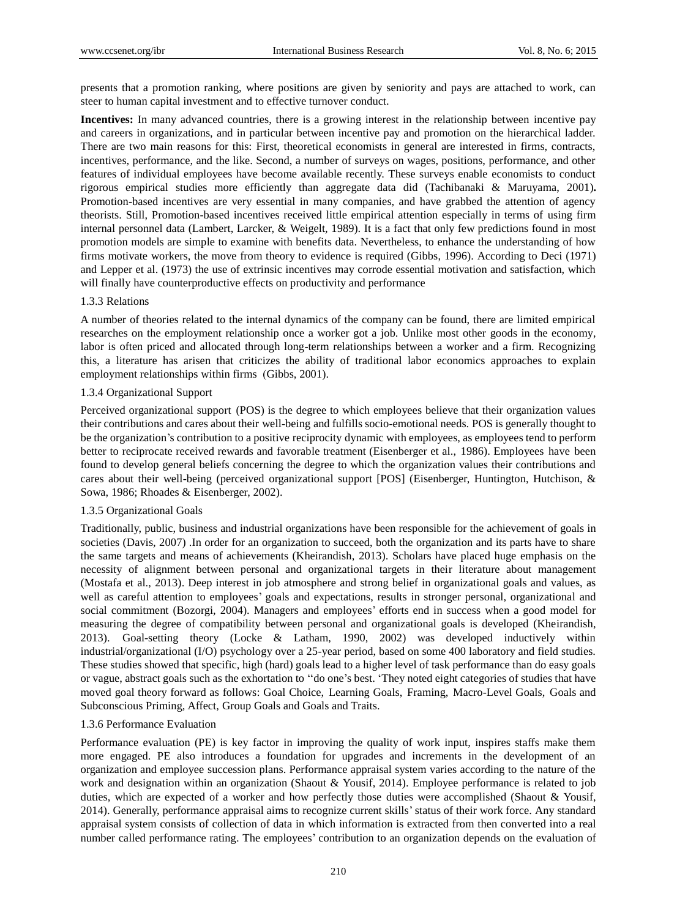presents that a promotion ranking, where positions are given by seniority and pays are attached to work, can steer to human capital investment and to effective turnover conduct.

**Incentives:** In many advanced countries, there is a growing interest in the relationship between incentive pay and careers in organizations, and in particular between incentive pay and promotion on the hierarchical ladder. There are two main reasons for this: First, theoretical economists in general are interested in firms, contracts, incentives, performance, and the like. Second, a number of surveys on wages, positions, performance, and other features of individual employees have become available recently. These surveys enable economists to conduct rigorous empirical studies more efficiently than aggregate data did (Tachibanaki & Maruyama, 2001)**.** Promotion-based incentives are very essential in many companies, and have grabbed the attention of agency theorists. Still, Promotion-based incentives received little empirical attention especially in terms of using firm internal personnel data (Lambert, Larcker, & Weigelt, 1989). It is a fact that only few predictions found in most promotion models are simple to examine with benefits data. Nevertheless, to enhance the understanding of how firms motivate workers, the move from theory to evidence is required (Gibbs, 1996). According to Deci (1971) and Lepper et al. (1973) the use of extrinsic incentives may corrode essential motivation and satisfaction, which will finally have counterproductive effects on productivity and performance

### 1.3.3 Relations

A number of theories related to the internal dynamics of the company can be found, there are limited empirical researches on the employment relationship once a worker got a job. Unlike most other goods in the economy, labor is often priced and allocated through long-term relationships between a worker and a firm. Recognizing this, a literature has arisen that criticizes the ability of traditional labor economics approaches to explain employment relationships within firms (Gibbs, 2001).

### 1.3.4 Organizational Support

Perceived organizational support (POS) is the degree to which employees believe that their organization values their contributions and cares about their well-being and fulfills socio-emotional needs. POS is generally thought to be the organization's contribution to a positive reciprocity dynamic with employees, as employees tend to perform better to reciprocate received rewards and favorable treatment (Eisenberger et al., 1986). Employees have been found to develop general beliefs concerning the degree to which the organization values their contributions and cares about their well-being (perceived organizational support [POS] (Eisenberger, Huntington, Hutchison, & Sowa, 1986; Rhoades & Eisenberger, 2002).

### 1.3.5 Organizational Goals

Traditionally, public, business and industrial organizations have been responsible for the achievement of goals in societies (Davis, 2007) .In order for an organization to succeed, both the organization and its parts have to share the same targets and means of achievements (Kheirandish, 2013). Scholars have placed huge emphasis on the necessity of alignment between personal and organizational targets in their literature about management (Mostafa et al., 2013). Deep interest in job atmosphere and strong belief in organizational goals and values, as well as careful attention to employees' goals and expectations, results in stronger personal, organizational and social commitment (Bozorgi, 2004). Managers and employees' efforts end in success when a good model for measuring the degree of compatibility between personal and organizational goals is developed (Kheirandish, 2013). Goal-setting theory (Locke & Latham, 1990, 2002) was developed inductively within industrial/organizational (I/O) psychology over a 25-year period, based on some 400 laboratory and field studies. These studies showed that specific, high (hard) goals lead to a higher level of task performance than do easy goals or vague, abstract goals such as the exhortation to "do one's best. 'They noted eight categories of studies that have moved goal theory forward as follows: Goal Choice, Learning Goals, Framing, Macro-Level Goals, Goals and Subconscious Priming, Affect, Group Goals and Goals and Traits.

### 1.3.6 Performance Evaluation

Performance evaluation (PE) is key factor in improving the quality of work input, inspires staffs make them more engaged. PE also introduces a foundation for upgrades and increments in the development of an organization and employee succession plans. Performance appraisal system varies according to the nature of the work and designation within an organization (Shaout & Yousif, 2014). Employee performance is related to job duties, which are expected of a worker and how perfectly those duties were accomplished (Shaout & Yousif, 2014). Generally, performance appraisal aims to recognize current skills' status of their work force. Any standard appraisal system consists of collection of data in which information is extracted from then converted into a real number called performance rating. The employees' contribution to an organization depends on the evaluation of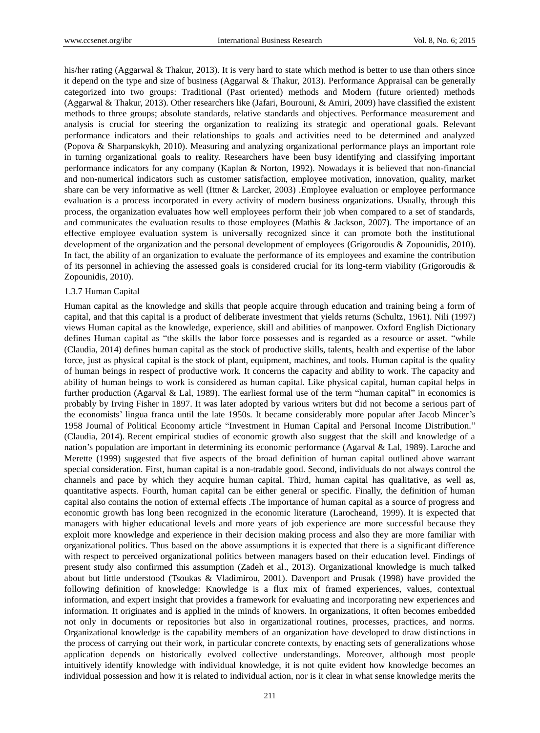his/her rating (Aggarwal & Thakur, 2013). It is very hard to state which method is better to use than others since it depend on the type and size of business (Aggarwal & Thakur, 2013). Performance Appraisal can be generally categorized into two groups: Traditional (Past oriented) methods and Modern (future oriented) methods (Aggarwal & Thakur, 2013). Other researchers like (Jafari, Bourouni, & Amiri, 2009) have classified the existent methods to three groups; absolute standards, relative standards and objectives. Performance measurement and analysis is crucial for steering the organization to realizing its strategic and operational goals. Relevant performance indicators and their relationships to goals and activities need to be determined and analyzed (Popova & Sharpanskykh, 2010). Measuring and analyzing organizational performance plays an important role in turning organizational goals to reality. Researchers have been busy identifying and classifying important performance indicators for any company (Kaplan & Norton, 1992). Nowadays it is believed that non-financial and non-numerical indicators such as customer satisfaction, employee motivation, innovation, quality, market share can be very informative as well (Ittner & Larcker, 2003) .Employee evaluation or employee performance evaluation is a process incorporated in every activity of modern business organizations. Usually, through this process, the organization evaluates how well employees perform their job when compared to a set of standards, and communicates the evaluation results to those employees (Mathis & Jackson, 2007). The importance of an effective employee evaluation system is universally recognized since it can promote both the institutional development of the organization and the personal development of employees (Grigoroudis & Zopounidis, 2010). In fact, the ability of an organization to evaluate the performance of its employees and examine the contribution of its personnel in achieving the assessed goals is considered crucial for its long-term viability (Grigoroudis & Zopounidis, 2010).

#### 1.3.7 Human Capital

Human capital as the knowledge and skills that people acquire through education and training being a form of capital, and that this capital is a product of deliberate investment that yields returns (Schultz, 1961). Nili (1997) views Human capital as the knowledge, experience, skill and abilities of manpower. Oxford English Dictionary defines Human capital as "the skills the labor force possesses and is regarded as a resource or asset. "while (Claudia, 2014) defines human capital as the stock of productive skills, talents, health and expertise of the labor force, just as physical capital is the stock of plant, equipment, machines, and tools. Human capital is the quality of human beings in respect of productive work. It concerns the capacity and ability to work. The capacity and ability of human beings to work is considered as human capital. Like physical capital, human capital helps in further production (Agarval & Lal, 1989). The earliest formal use of the term "human capital" in economics is probably by Irving Fisher in 1897. It was later adopted by various writers but did not become a serious part of the economists' lingua franca until the late 1950s. It became considerably more popular after Jacob Mincer's 1958 Journal of Political Economy article "Investment in Human Capital and Personal Income Distribution." (Claudia, 2014). Recent empirical studies of economic growth also suggest that the skill and knowledge of a nation's population are important in determining its economic performance (Agarval & Lal, 1989). Laroche and Merette (1999) suggested that five aspects of the broad definition of human capital outlined above warrant special consideration. First, human capital is a non-tradable good. Second, individuals do not always control the channels and pace by which they acquire human capital. Third, human capital has qualitative, as well as, quantitative aspects. Fourth, human capital can be either general or specific. Finally, the definition of human capital also contains the notion of external effects .The importance of human capital as a source of progress and economic growth has long been recognized in the economic literature (Larocheand, 1999). It is expected that managers with higher educational levels and more years of job experience are more successful because they exploit more knowledge and experience in their decision making process and also they are more familiar with organizational politics. Thus based on the above assumptions it is expected that there is a significant difference with respect to perceived organizational politics between managers based on their education level. Findings of present study also confirmed this assumption (Zadeh et al., 2013). Organizational knowledge is much talked about but little understood (Tsoukas & Vladimirou, 2001). Davenport and Prusak (1998) have provided the following definition of knowledge: Knowledge is a flux mix of framed experiences, values, contextual information, and expert insight that provides a framework for evaluating and incorporating new experiences and information. It originates and is applied in the minds of knowers. In organizations, it often becomes embedded not only in documents or repositories but also in organizational routines, processes, practices, and norms. Organizational knowledge is the capability members of an organization have developed to draw distinctions in the process of carrying out their work, in particular concrete contexts, by enacting sets of generalizations whose application depends on historically evolved collective understandings. Moreover, although most people intuitively identify knowledge with individual knowledge, it is not quite evident how knowledge becomes an individual possession and how it is related to individual action, nor is it clear in what sense knowledge merits the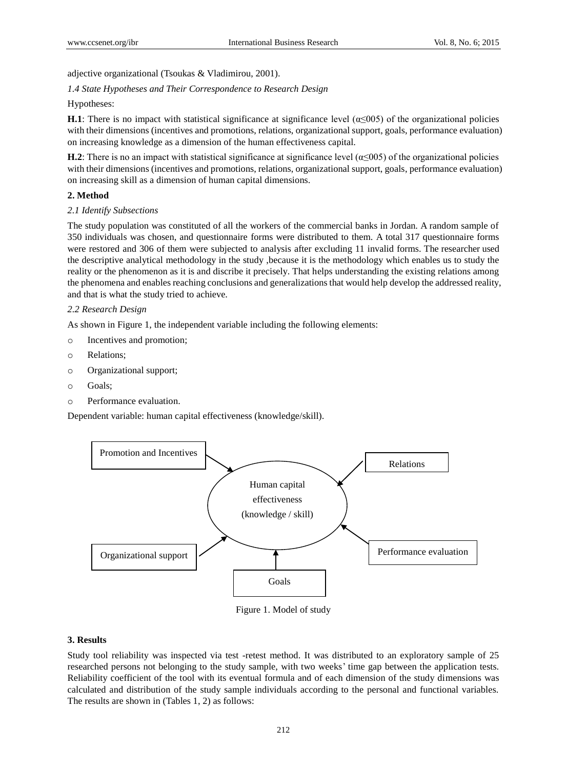adjective organizational (Tsoukas & Vladimirou, 2001).

*1.4 State Hypotheses and Their Correspondence to Research Design*

Hypotheses:

**H.1**: There is no impact with statistical significance at significance level ($\alpha \leq 005$) of the organizational policies with their dimensions (incentives and promotions, relations, organizational support, goals, performance evaluation) on increasing knowledge as a dimension of the human effectiveness capital.

**H.2**: There is no an impact with statistical significance at significance level ($\alpha \leq 005$) of the organizational policies with their dimensions (incentives and promotions, relations, organizational support, goals, performance evaluation) on increasing skill as a dimension of human capital dimensions.

## 2. Method

*2.1 Identify Subsections*

The study population was constituted of all the workers of the commercial banks in Jordan. A random sample of 350 individuals was chosen, and questionnaire forms were distributed to them. A total 317 questionnaire forms were restored and 306 of them were subjected to analysis after excluding 11 invalid forms. The researcher used the descriptive analytical methodology in the study ,because it is the methodology which enables us to study the reality or the phenomenon as it is and discribe it precisely. That helps understanding the existing relations among the phenomena and enables reaching conclusions and generalizations that would help develop the addressed reality, and that is what the study tried to achieve.

*2.2 Research Design*

As shown in Figure 1, the independent variable including the following elements:

- Incentives and promotion;
- Relations;
- Organizational support;
- Goals;
- Performance evaluation.

Dependent variable: human capital effectiveness (knowledge/skill).

Promotion and Incentives → Human capital effectiveness (knowledge / skill)
Relations → Human capital effectiveness (knowledge / skill)
Organizational support → Human capital effectiveness (knowledge / skill)
Goals → Human capital effectiveness (knowledge / skill)
Performance evaluation → Human capital effectiveness (knowledge / skill)

Figure 1. Model of study

## 3. Results

Study tool reliability was inspected via test -retest method. It was distributed to an exploratory sample of 25 researched persons not belonging to the study sample, with two weeks' time gap between the application tests. Reliability coefficient of the tool with its eventual formula and of each dimension of the study dimensions was calculated and distribution of the study sample individuals according to the personal and functional variables. The results are shown in (Tables 1, 2) as follows: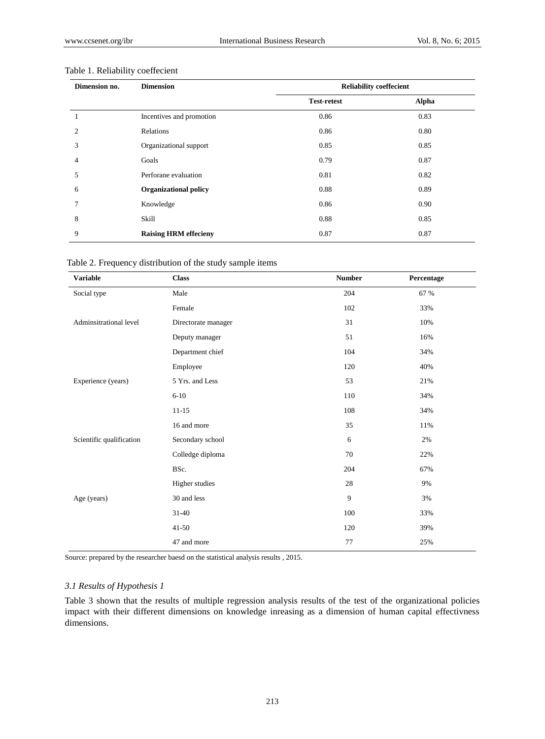Table 1. Reliability coeffecient

| Dimension no. | Dimension | Reliability coeffecient | |
|---|---|---|---|
| | | Test-retest | Alpha |
| 1 | Incentives and promotion | 0.86 | 0.83 |
| 2 | Relations | 0.86 | 0.80 |
| 3 | Organizational support | 0.85 | 0.85 |
| 4 | Goals | 0.79 | 0.87 |
| 5 | Perforane evaluation | 0.81 | 0.82 |
| 6 | **Organizational policy** | 0.88 | 0.89 |
| 7 | Knowledge | 0.86 | 0.90 |
| 8 | Skill | 0.88 | 0.85 |
| 9 | **Raising HRM effecieny** | 0.87 | 0.87 |

Table 2. Frequency distribution of the study sample items

| Variable | Class | Number | Percentage |
|---|---|---|---|
| Social type | Male | 204 | 67 % |
| | Female | 102 | 33% |
| Adminsitrational level | Directorate manager | 31 | 10% |
| | Deputy manager | 51 | 16% |
| | Department chief | 104 | 34% |
| | Employee | 120 | 40% |
| Experience (years) | 5 Yrs. and Less | 53 | 21% |
| | 6-10 | 110 | 34% |
| | 11-15 | 108 | 34% |
| | 16 and more | 35 | 11% |
| Scientific qualification | Secondary school | 6 | 2% |
| | Colledge diploma | 70 | 22% |
| | BSc. | 204 | 67% |
| | Higher studies | 28 | 9% |
| Age (years) | 30 and less | 9 | 3% |
| | 31-40 | 100 | 33% |
| | 41-50 | 120 | 39% |
| | 47 and more | 77 | 25% |

Source: prepared by the researcher baesd on the statistical analysis results , 2015.

### *3.1 Results of Hypothesis 1*

Table 3 shown that the results of multiple regression analysis results of the test of the organizational policies impact with their different dimensions on knowledge inreasing as a dimension of human capital effectivness dimensions.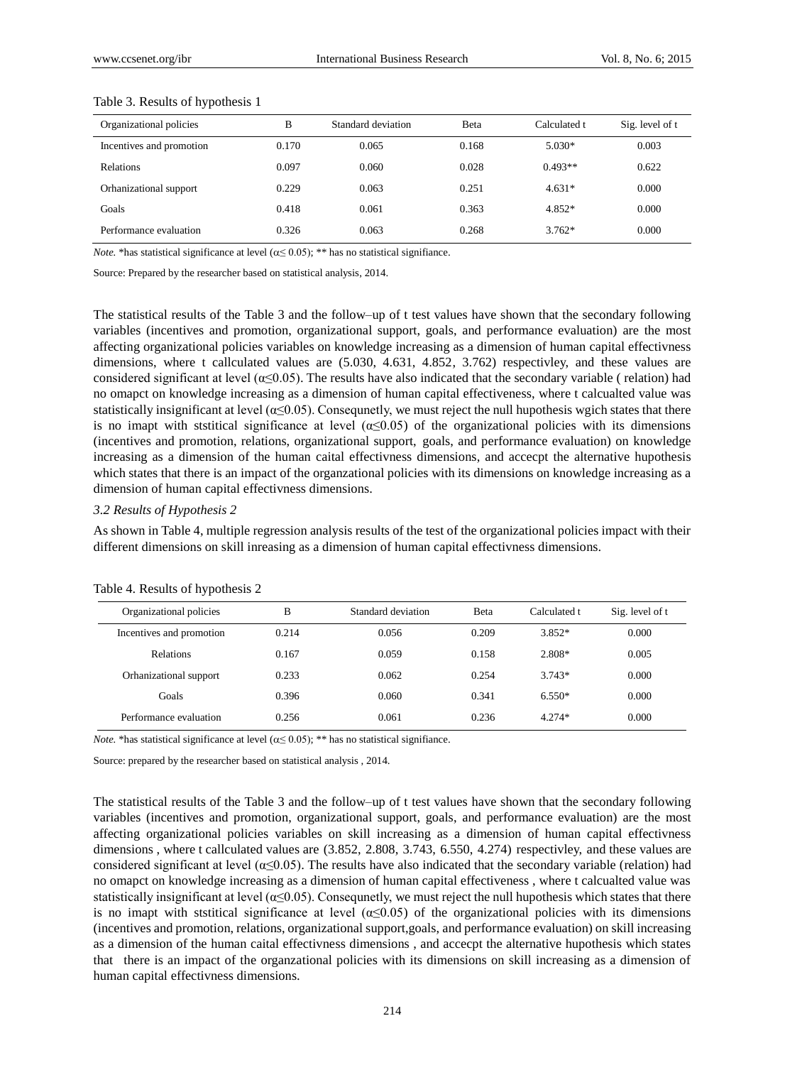Table 3. Results of hypothesis 1

| Organizational policies | B | Standard deviation | Beta | Calculated t | Sig. level of t |
|---|---|---|---|---|---|
| Incentives and promotion | 0.170 | 0.065 | 0.168 | 5.030* | 0.003 |
| Relations | 0.097 | 0.060 | 0.028 | 0.493** | 0.622 |
| Orhanizational support | 0.229 | 0.063 | 0.251 | 4.631* | 0.000 |
| Goals | 0.418 | 0.061 | 0.363 | 4.852* | 0.000 |
| Performance evaluation | 0.326 | 0.063 | 0.268 | 3.762* | 0.000 |

*Note.* *has statistical significance at level ($\alpha \leq 0.05$); ** has no statistical signifiance.

Source: Prepared by the researcher based on statistical analysis, 2014.

The statistical results of the Table 3 and the follow–up of t test values have shown that the secondary following variables (incentives and promotion, organizational support, goals, and performance evaluation) are the most affecting organizational policies variables on knowledge increasing as a dimension of human capital effectivness dimensions, where t callculated values are (5.030, 4.631, 4.852, 3.762) respectivley, and these values are considered significant at level ($\alpha \leq 0.05$). The results have also indicated that the secondary variable ( relation) had no omapct on knowledge increasing as a dimension of human capital effectiveness, where t calcualted value was statistically insignificant at level ($\alpha \leq 0.05$). Consequnetly, we must reject the null hupothesis wgich states that there is no imapt with ststitical significance at level ($\alpha \leq 0.05$) of the organizational policies with its dimensions (incentives and promotion, relations, organizational support, goals, and performance evaluation) on knowledge increasing as a dimension of the human caital effectivness dimensions, and accecpt the alternative hupothesis which states that there is an impact of the organzational policies with its dimensions on knowledge increasing as a dimension of human capital effectivness dimensions.

*3.2 Results of Hypothesis 2*

As shown in Table 4, multiple regression analysis results of the test of the organizational policies impact with their different dimensions on skill inreasing as a dimension of human capital effectivness dimensions.

Table 4. Results of hypothesis 2

| Organizational policies | B | Standard deviation | Beta | Calculated t | Sig. level of t |
|---|---|---|---|---|---|
| Incentives and promotion | 0.214 | 0.056 | 0.209 | 3.852* | 0.000 |
| Relations | 0.167 | 0.059 | 0.158 | 2.808* | 0.005 |
| Orhanizational support | 0.233 | 0.062 | 0.254 | 3.743* | 0.000 |
| Goals | 0.396 | 0.060 | 0.341 | 6.550* | 0.000 |
| Performance evaluation | 0.256 | 0.061 | 0.236 | 4.274* | 0.000 |

*Note.* *has statistical significance at level ($\alpha \leq 0.05$); ** has no statistical signifiance.

Source: prepared by the researcher based on statistical analysis , 2014.

The statistical results of the Table 3 and the follow–up of t test values have shown that the secondary following variables (incentives and promotion, organizational support, goals, and performance evaluation) are the most affecting organizational policies variables on skill increasing as a dimension of human capital effectivness dimensions , where t callculated values are (3.852, 2.808, 3.743, 6.550, 4.274) respectivley, and these values are considered significant at level ($\alpha \leq 0.05$). The results have also indicated that the secondary variable (relation) had no omapct on knowledge increasing as a dimension of human capital effectiveness , where t calcualted value was statistically insignificant at level ($\alpha \leq 0.05$). Consequnetly, we must reject the null hupothesis which states that there is no imapt with ststitical significance at level ($\alpha \leq 0.05$) of the organizational policies with its dimensions (incentives and promotion, relations, organizational support,goals, and performance evaluation) on skill increasing as a dimension of the human caital effectivness dimensions , and accecpt the alternative hupothesis which states that there is an impact of the organzational policies with its dimensions on skill increasing as a dimension of human capital effectivness dimensions.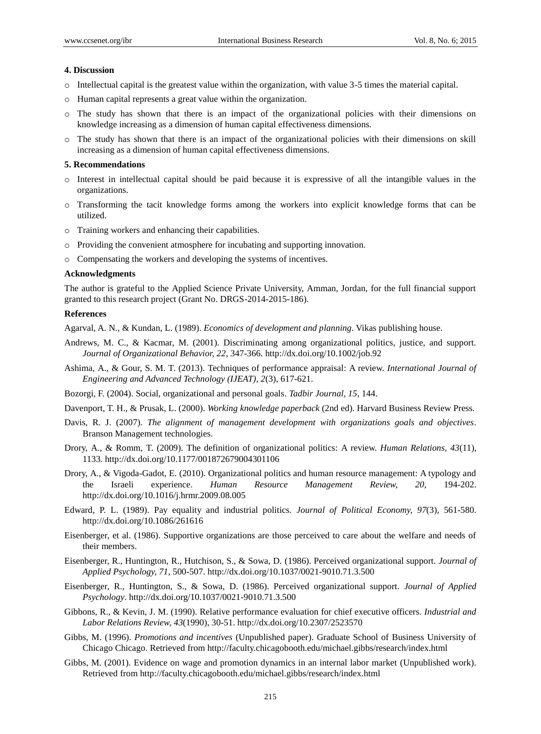### 4. Discussion

- Intellectual capital is the greatest value within the organization, with value 3-5 times the material capital.
- Human capital represents a great value within the organization.
- The study has shown that there is an impact of the organizational policies with their dimensions on knowledge increasing as a dimension of human capital effectiveness dimensions.
- The study has shown that there is an impact of the organizational policies with their dimensions on skill increasing as a dimension of human capital effectiveness dimensions.

### 5. Recommendations

- Interest in intellectual capital should be paid because it is expressive of all the intangible values in the organizations.
- Transforming the tacit knowledge forms among the workers into explicit knowledge forms that can be utilized.
- Training workers and enhancing their capabilities.
- Providing the convenient atmosphere for incubating and supporting innovation.
- Compensating the workers and developing the systems of incentives.

### Acknowledgments

The author is grateful to the Applied Science Private University, Amman, Jordan, for the full financial support granted to this research project (Grant No. DRGS-2014-2015-186).

### References

Agarval, A. N., & Kundan, L. (1989). *Economics of development and planning*. Vikas publishing house.

Andrews, M. C., & Kacmar, M. (2001). Discriminating among organizational politics, justice, and support. *Journal of Organizational Behavior, 22*, 347-366. http://dx.doi.org/10.1002/job.92

Ashima, A., & Gour, S. M. T. (2013). Techniques of performance appraisal: A review. *International Journal of Engineering and Advanced Technology (IJEAT), 2*(3), 617-621.

Bozorgi, F. (2004). Social, organizational and personal goals. *Tadbir Journal, 15*, 144.

Davenport, T. H., & Prusak, L. (2000). *Working knowledge paperback* (2nd ed). Harvard Business Review Press.

Davis, R. J. (2007). *The alignment of management development with organizations goals and objectives*. Branson Management technologies.

Drory, A., & Romm, T. (2009). The definition of organizational politics: A review. *Human Relations, 43*(11), 1133. http://dx.doi.org/10.1177/001872679004301106

Drory, A., & Vigoda-Gadot, E. (2010). Organizational politics and human resource management: A typology and the Israeli experience. *Human Resource Management Review, 20*, 194-202. http://dx.doi.org/10.1016/j.hrmr.2009.08.005

Edward, P. L. (1989). Pay equality and industrial politics. *Journal of Political Economy, 97*(3), 561-580. http://dx.doi.org/10.1086/261616

Eisenberger, et al. (1986). Supportive organizations are those perceived to care about the welfare and needs of their members.

Eisenberger, R., Huntington, R., Hutchison, S., & Sowa, D. (1986). Perceived organizational support. *Journal of Applied Psychology, 71*, 500-507. http://dx.doi.org/10.1037/0021-9010.71.3.500

Eisenberger, R., Huntington, S., & Sowa, D. (1986). Perceived organizational support. *Journal of Applied Psychology*. http://dx.doi.org/10.1037/0021-9010.71.3.500

Gibbons, R., & Kevin, J. M. (1990). Relative performance evaluation for chief executive officers. *Industrial and Labor Relations Review, 43*(1990), 30-51. http://dx.doi.org/10.2307/2523570

Gibbs, M. (1996). *Promotions and incentives* (Unpublished paper). Graduate School of Business University of Chicago Chicago. Retrieved from http://faculty.chicagobooth.edu/michael.gibbs/research/index.html

Gibbs, M. (2001). Evidence on wage and promotion dynamics in an internal labor market (Unpublished work). Retrieved from http://faculty.chicagobooth.edu/michael.gibbs/research/index.html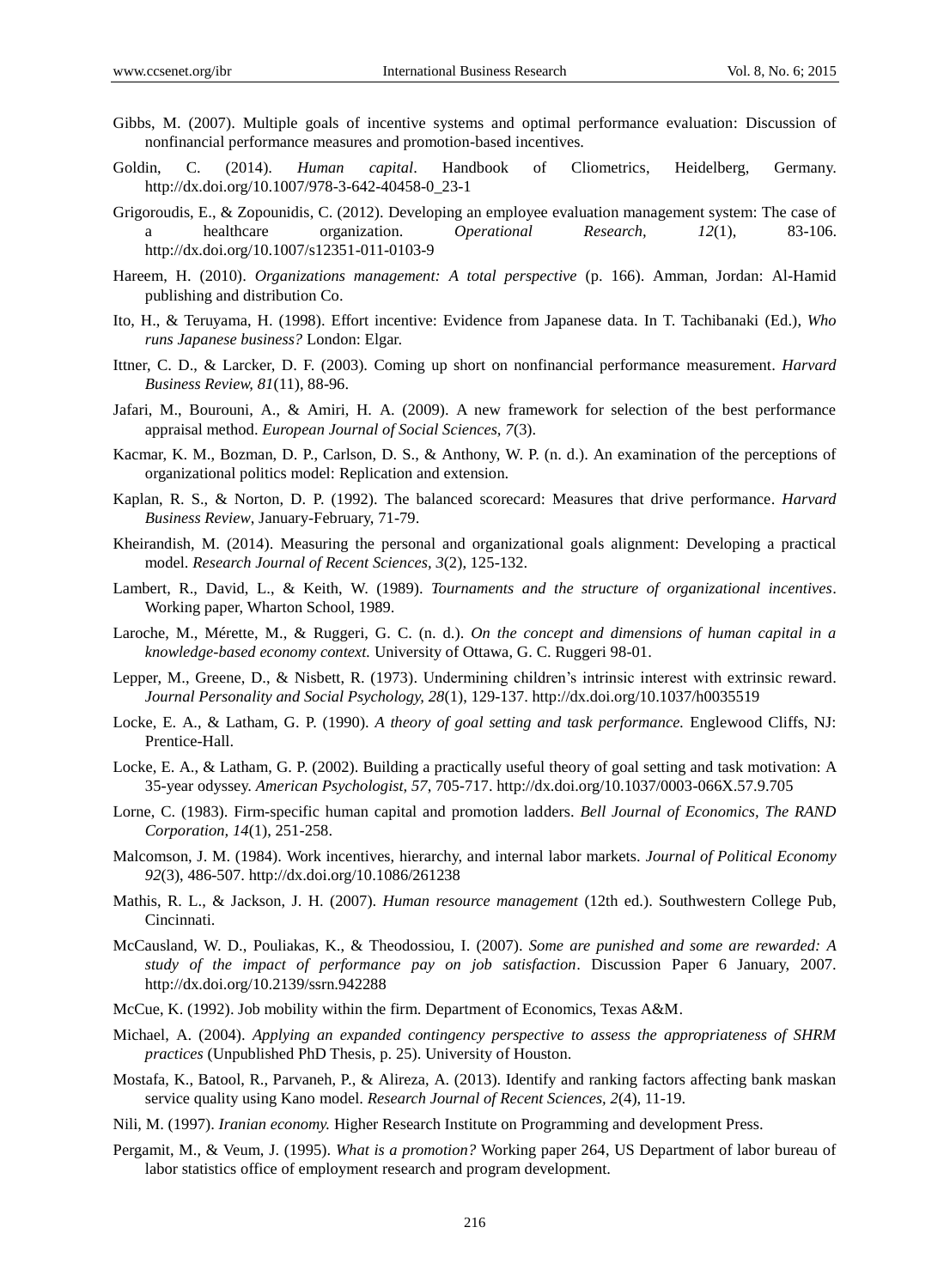Gibbs, M. (2007). Multiple goals of incentive systems and optimal performance evaluation: Discussion of nonfinancial performance measures and promotion-based incentives.

Goldin, C. (2014). *Human capital*. Handbook of Cliometrics, Heidelberg, Germany. http://dx.doi.org/10.1007/978-3-642-40458-0_23-1

Grigoroudis, E., & Zopounidis, C. (2012). Developing an employee evaluation management system: The case of a healthcare organization. *Operational Research, 12*(1), 83-106. http://dx.doi.org/10.1007/s12351-011-0103-9

Hareem, H. (2010). *Organizations management: A total perspective* (p. 166). Amman, Jordan: Al-Hamid publishing and distribution Co.

Ito, H., & Teruyama, H. (1998). Effort incentive: Evidence from Japanese data. In T. Tachibanaki (Ed.), *Who runs Japanese business?* London: Elgar.

Ittner, C. D., & Larcker, D. F. (2003). Coming up short on nonfinancial performance measurement. *Harvard Business Review, 81*(11), 88-96.

Jafari, M., Bourouni, A., & Amiri, H. A. (2009). A new framework for selection of the best performance appraisal method. *European Journal of Social Sciences, 7*(3).

Kacmar, K. M., Bozman, D. P., Carlson, D. S., & Anthony, W. P. (n. d.). An examination of the perceptions of organizational politics model: Replication and extension.

Kaplan, R. S., & Norton, D. P. (1992). The balanced scorecard: Measures that drive performance. *Harvard Business Review*, January-February, 71-79.

Kheirandish, M. (2014). Measuring the personal and organizational goals alignment: Developing a practical model. *Research Journal of Recent Sciences, 3*(2), 125-132.

Lambert, R., David, L., & Keith, W. (1989). *Tournaments and the structure of organizational incentives*. Working paper, Wharton School, 1989.

Laroche, M., Mérette, M., & Ruggeri, G. C. (n. d.). *On the concept and dimensions of human capital in a knowledge-based economy context.* University of Ottawa, G. C. Ruggeri 98-01.

Lepper, M., Greene, D., & Nisbett, R. (1973). Undermining children's intrinsic interest with extrinsic reward. *Journal Personality and Social Psychology, 28*(1), 129-137. http://dx.doi.org/10.1037/h0035519

Locke, E. A., & Latham, G. P. (1990). *A theory of goal setting and task performance.* Englewood Cliffs, NJ: Prentice-Hall.

Locke, E. A., & Latham, G. P. (2002). Building a practically useful theory of goal setting and task motivation: A 35-year odyssey. *American Psychologist, 57*, 705-717. http://dx.doi.org/10.1037/0003-066X.57.9.705

Lorne, C. (1983). Firm-specific human capital and promotion ladders. *Bell Journal of Economics, The RAND Corporation, 14*(1), 251-258.

Malcomson, J. M. (1984). Work incentives, hierarchy, and internal labor markets. *Journal of Political Economy 92*(3), 486-507. http://dx.doi.org/10.1086/261238

Mathis, R. L., & Jackson, J. H. (2007). *Human resource management* (12th ed.). Southwestern College Pub, Cincinnati.

McCausland, W. D., Pouliakas, K., & Theodossiou, I. (2007). *Some are punished and some are rewarded: A study of the impact of performance pay on job satisfaction*. Discussion Paper 6 January, 2007. http://dx.doi.org/10.2139/ssrn.942288

McCue, K. (1992). Job mobility within the firm. Department of Economics, Texas A&M.

Michael, A. (2004). *Applying an expanded contingency perspective to assess the appropriateness of SHRM practices* (Unpublished PhD Thesis, p. 25). University of Houston.

Mostafa, K., Batool, R., Parvaneh, P., & Alireza, A. (2013). Identify and ranking factors affecting bank maskan service quality using Kano model. *Research Journal of Recent Sciences, 2*(4), 11-19.

Nili, M. (1997). *Iranian economy.* Higher Research Institute on Programming and development Press.

Pergamit, M., & Veum, J. (1995). *What is a promotion?* Working paper 264, US Department of labor bureau of labor statistics office of employment research and program development.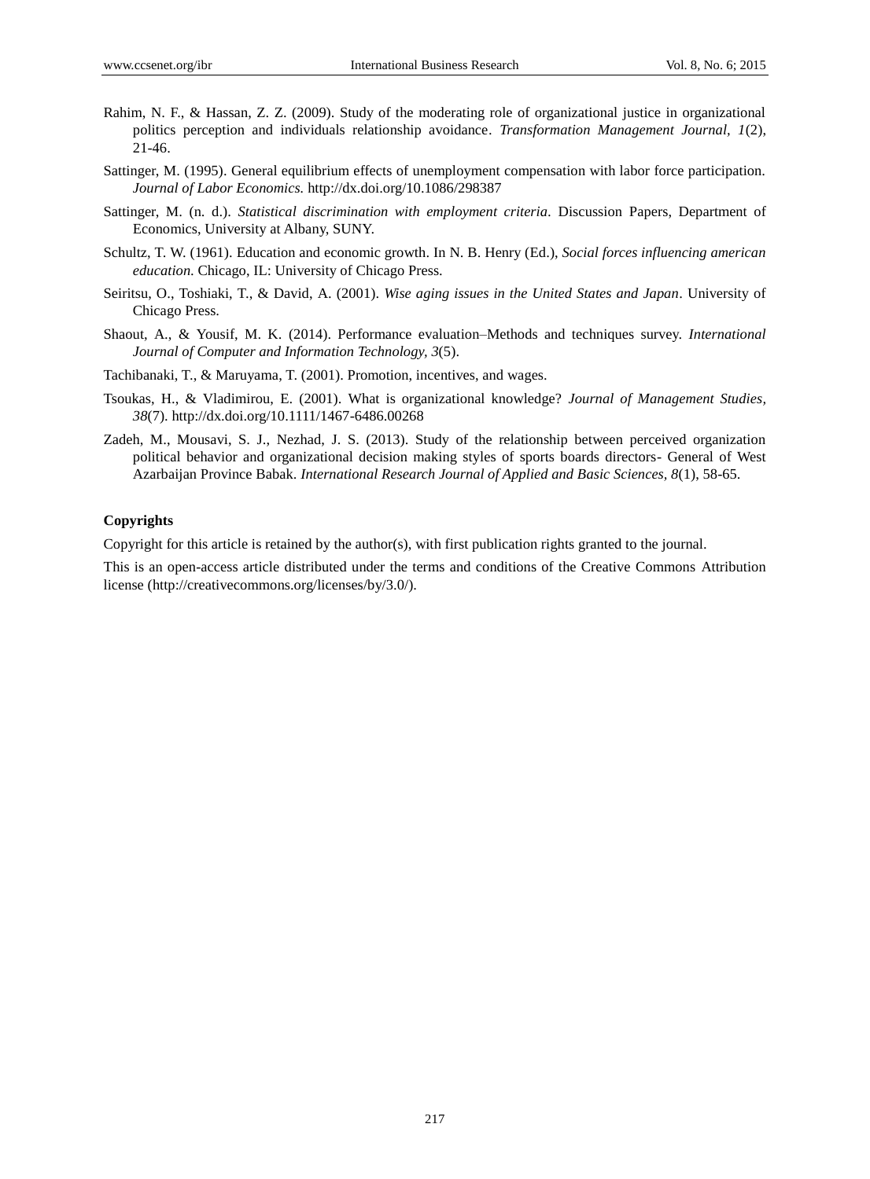Rahim, N. F., & Hassan, Z. Z. (2009). Study of the moderating role of organizational justice in organizational politics perception and individuals relationship avoidance. *Transformation Management Journal, 1*(2), 21-46.

Sattinger, M. (1995). General equilibrium effects of unemployment compensation with labor force participation. *Journal of Labor Economics.* http://dx.doi.org/10.1086/298387

Sattinger, M. (n. d.). *Statistical discrimination with employment criteria*. Discussion Papers, Department of Economics, University at Albany, SUNY.

Schultz, T. W. (1961). Education and economic growth. In N. B. Henry (Ed.), *Social forces influencing american education*. Chicago, IL: University of Chicago Press.

Seiritsu, O., Toshiaki, T., & David, A. (2001). *Wise aging issues in the United States and Japan*. University of Chicago Press.

Shaout, A., & Yousif, M. K. (2014). Performance evaluation–Methods and techniques survey. *International Journal of Computer and Information Technology, 3*(5).

Tachibanaki, T., & Maruyama, T. (2001). Promotion, incentives, and wages.

Tsoukas, H., & Vladimirou, E. (2001). What is organizational knowledge? *Journal of Management Studies, 38*(7). http://dx.doi.org/10.1111/1467-6486.00268

Zadeh, M., Mousavi, S. J., Nezhad, J. S. (2013). Study of the relationship between perceived organization political behavior and organizational decision making styles of sports boards directors- General of West Azarbaijan Province Babak. *International Research Journal of Applied and Basic Sciences, 8*(1), 58-65.

**Copyrights**

Copyright for this article is retained by the author(s), with first publication rights granted to the journal.

This is an open-access article distributed under the terms and conditions of the Creative Commons Attribution license (http://creativecommons.org/licenses/by/3.0/).